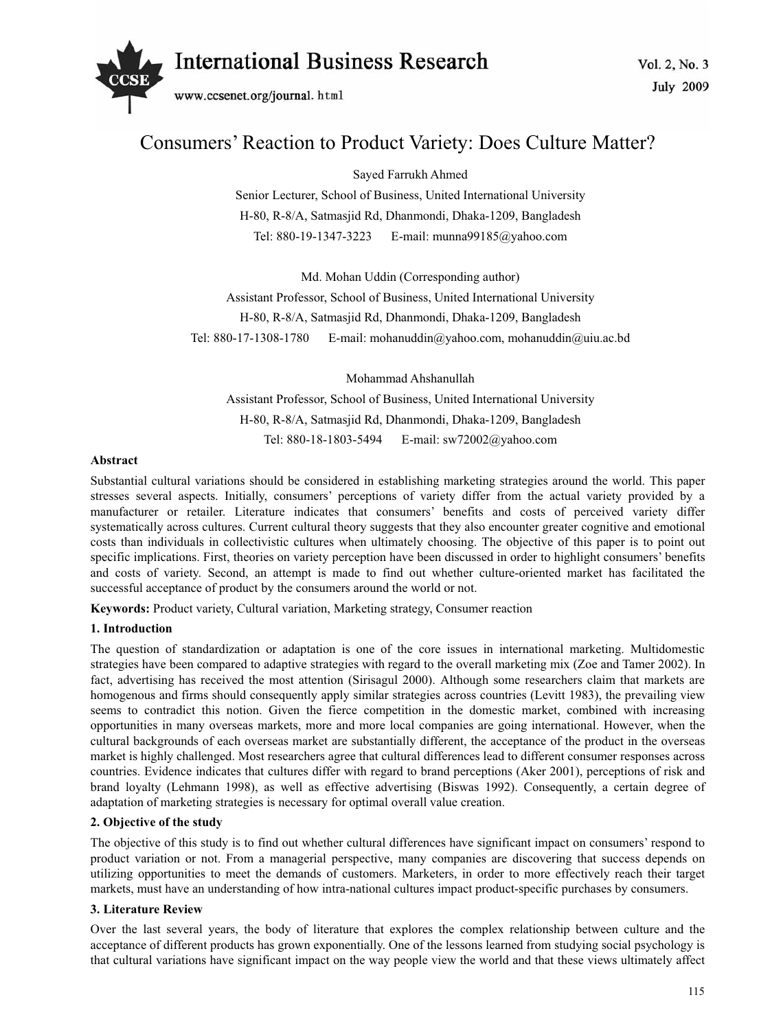# Consumers' Reaction to Product Variety: Does Culture Matter?

Sayed Farrukh Ahmed

Senior Lecturer, School of Business, United International University

H-80, R-8/A, Satmasjid Rd, Dhanmondi, Dhaka-1209, Bangladesh

Tel: 880-19-1347-3223 E-mail: munna99185@yahoo.com

Md. Mohan Uddin (Corresponding author)

Assistant Professor, School of Business, United International University

H-80, R-8/A, Satmasjid Rd, Dhanmondi, Dhaka-1209, Bangladesh

Tel: 880-17-1308-1780 E-mail: mohanuddin@yahoo.com, mohanuddin@uiu.ac.bd

Mohammad Ahshanullah

Assistant Professor, School of Business, United International University

H-80, R-8/A, Satmasjid Rd, Dhanmondi, Dhaka-1209, Bangladesh

Tel: 880-18-1803-5494 E-mail: sw72002@yahoo.com

**Abstract**

Substantial cultural variations should be considered in establishing marketing strategies around the world. This paper stresses several aspects. Initially, consumers' perceptions of variety differ from the actual variety provided by a manufacturer or retailer. Literature indicates that consumers' benefits and costs of perceived variety differ systematically across cultures. Current cultural theory suggests that they also encounter greater cognitive and emotional costs than individuals in collectivistic cultures when ultimately choosing. The objective of this paper is to point out specific implications. First, theories on variety perception have been discussed in order to highlight consumers' benefits and costs of variety. Second, an attempt is made to find out whether culture-oriented market has facilitated the successful acceptance of product by the consumers around the world or not.

**Keywords:** Product variety, Cultural variation, Marketing strategy, Consumer reaction

## 1. Introduction

The question of standardization or adaptation is one of the core issues in international marketing. Multidomestic strategies have been compared to adaptive strategies with regard to the overall marketing mix (Zoe and Tamer 2002). In fact, advertising has received the most attention (Sirisagul 2000). Although some researchers claim that markets are homogenous and firms should consequently apply similar strategies across countries (Levitt 1983), the prevailing view seems to contradict this notion. Given the fierce competition in the domestic market, combined with increasing opportunities in many overseas markets, more and more local companies are going international. However, when the cultural backgrounds of each overseas market are substantially different, the acceptance of the product in the overseas market is highly challenged. Most researchers agree that cultural differences lead to different consumer responses across countries. Evidence indicates that cultures differ with regard to brand perceptions (Aker 2001), perceptions of risk and brand loyalty (Lehmann 1998), as well as effective advertising (Biswas 1992). Consequently, a certain degree of adaptation of marketing strategies is necessary for optimal overall value creation.

## 2. Objective of the study

The objective of this study is to find out whether cultural differences have significant impact on consumers' respond to product variation or not. From a managerial perspective, many companies are discovering that success depends on utilizing opportunities to meet the demands of customers. Marketers, in order to more effectively reach their target markets, must have an understanding of how intra-national cultures impact product-specific purchases by consumers.

## 3. Literature Review

Over the last several years, the body of literature that explores the complex relationship between culture and the acceptance of different products has grown exponentially. One of the lessons learned from studying social psychology is that cultural variations have significant impact on the way people view the world and that these views ultimately affect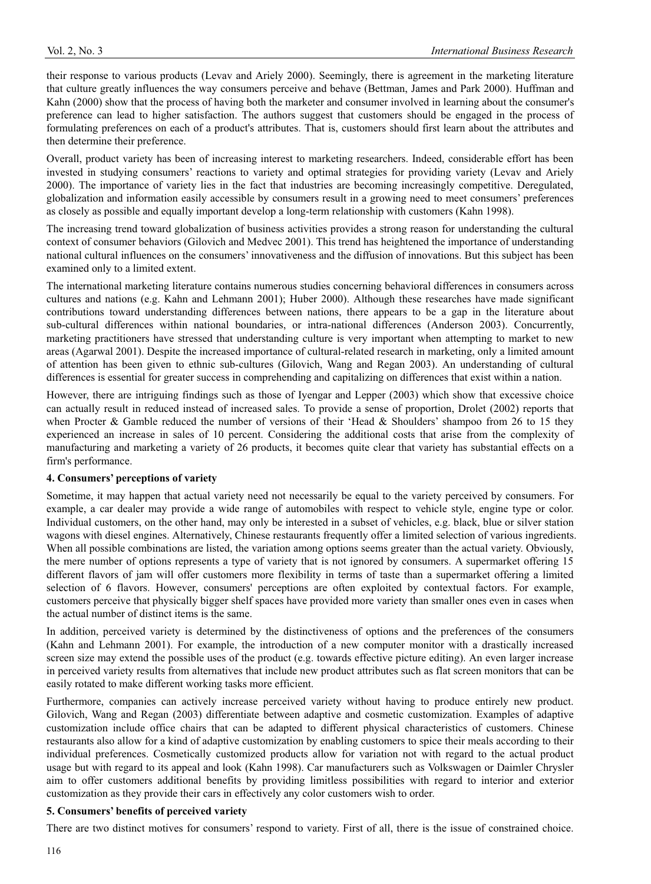their response to various products (Levav and Ariely 2000). Seemingly, there is agreement in the marketing literature that culture greatly influences the way consumers perceive and behave (Bettman, James and Park 2000). Huffman and Kahn (2000) show that the process of having both the marketer and consumer involved in learning about the consumer's preference can lead to higher satisfaction. The authors suggest that customers should be engaged in the process of formulating preferences on each of a product's attributes. That is, customers should first learn about the attributes and then determine their preference.

Overall, product variety has been of increasing interest to marketing researchers. Indeed, considerable effort has been invested in studying consumers' reactions to variety and optimal strategies for providing variety (Levav and Ariely 2000). The importance of variety lies in the fact that industries are becoming increasingly competitive. Deregulated, globalization and information easily accessible by consumers result in a growing need to meet consumers' preferences as closely as possible and equally important develop a long-term relationship with customers (Kahn 1998).

The increasing trend toward globalization of business activities provides a strong reason for understanding the cultural context of consumer behaviors (Gilovich and Medvec 2001). This trend has heightened the importance of understanding national cultural influences on the consumers' innovativeness and the diffusion of innovations. But this subject has been examined only to a limited extent.

The international marketing literature contains numerous studies concerning behavioral differences in consumers across cultures and nations (e.g. Kahn and Lehmann 2001); Huber 2000). Although these researches have made significant contributions toward understanding differences between nations, there appears to be a gap in the literature about sub-cultural differences within national boundaries, or intra-national differences (Anderson 2003). Concurrently, marketing practitioners have stressed that understanding culture is very important when attempting to market to new areas (Agarwal 2001). Despite the increased importance of cultural-related research in marketing, only a limited amount of attention has been given to ethnic sub-cultures (Gilovich, Wang and Regan 2003). An understanding of cultural differences is essential for greater success in comprehending and capitalizing on differences that exist within a nation.

However, there are intriguing findings such as those of Iyengar and Lepper (2003) which show that excessive choice can actually result in reduced instead of increased sales. To provide a sense of proportion, Drolet (2002) reports that when Procter & Gamble reduced the number of versions of their 'Head & Shoulders' shampoo from 26 to 15 they experienced an increase in sales of 10 percent. Considering the additional costs that arise from the complexity of manufacturing and marketing a variety of 26 products, it becomes quite clear that variety has substantial effects on a firm's performance.

## 4. Consumers' perceptions of variety

Sometime, it may happen that actual variety need not necessarily be equal to the variety perceived by consumers. For example, a car dealer may provide a wide range of automobiles with respect to vehicle style, engine type or color. Individual customers, on the other hand, may only be interested in a subset of vehicles, e.g. black, blue or silver station wagons with diesel engines. Alternatively, Chinese restaurants frequently offer a limited selection of various ingredients. When all possible combinations are listed, the variation among options seems greater than the actual variety. Obviously, the mere number of options represents a type of variety that is not ignored by consumers. A supermarket offering 15 different flavors of jam will offer customers more flexibility in terms of taste than a supermarket offering a limited selection of 6 flavors. However, consumers' perceptions are often exploited by contextual factors. For example, customers perceive that physically bigger shelf spaces have provided more variety than smaller ones even in cases when the actual number of distinct items is the same.

In addition, perceived variety is determined by the distinctiveness of options and the preferences of the consumers (Kahn and Lehmann 2001). For example, the introduction of a new computer monitor with a drastically increased screen size may extend the possible uses of the product (e.g. towards effective picture editing). An even larger increase in perceived variety results from alternatives that include new product attributes such as flat screen monitors that can be easily rotated to make different working tasks more efficient.

Furthermore, companies can actively increase perceived variety without having to produce entirely new product. Gilovich, Wang and Regan (2003) differentiate between adaptive and cosmetic customization. Examples of adaptive customization include office chairs that can be adapted to different physical characteristics of customers. Chinese restaurants also allow for a kind of adaptive customization by enabling customers to spice their meals according to their individual preferences. Cosmetically customized products allow for variation not with regard to the actual product usage but with regard to its appeal and look (Kahn 1998). Car manufacturers such as Volkswagen or Daimler Chrysler aim to offer customers additional benefits by providing limitless possibilities with regard to interior and exterior customization as they provide their cars in effectively any color customers wish to order.

## 5. Consumers' benefits of perceived variety

There are two distinct motives for consumers' respond to variety. First of all, there is the issue of constrained choice.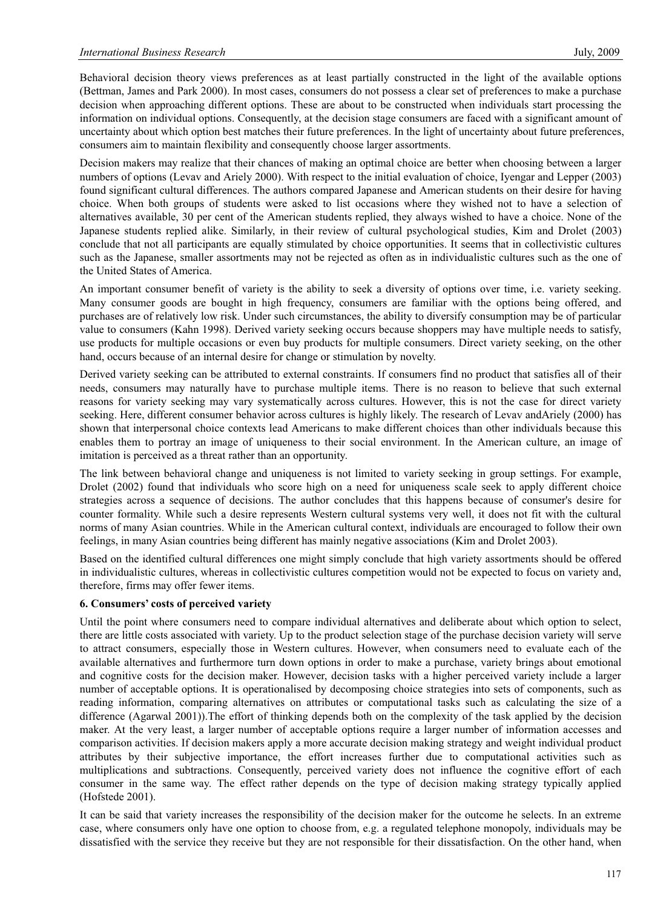Behavioral decision theory views preferences as at least partially constructed in the light of the available options (Bettman, James and Park 2000). In most cases, consumers do not possess a clear set of preferences to make a purchase decision when approaching different options. These are about to be constructed when individuals start processing the information on individual options. Consequently, at the decision stage consumers are faced with a significant amount of uncertainty about which option best matches their future preferences. In the light of uncertainty about future preferences, consumers aim to maintain flexibility and consequently choose larger assortments.

Decision makers may realize that their chances of making an optimal choice are better when choosing between a larger numbers of options (Levav and Ariely 2000). With respect to the initial evaluation of choice, Iyengar and Lepper (2003) found significant cultural differences. The authors compared Japanese and American students on their desire for having choice. When both groups of students were asked to list occasions where they wished not to have a selection of alternatives available, 30 per cent of the American students replied, they always wished to have a choice. None of the Japanese students replied alike. Similarly, in their review of cultural psychological studies, Kim and Drolet (2003) conclude that not all participants are equally stimulated by choice opportunities. It seems that in collectivistic cultures such as the Japanese, smaller assortments may not be rejected as often as in individualistic cultures such as the one of the United States of America.

An important consumer benefit of variety is the ability to seek a diversity of options over time, i.e. variety seeking. Many consumer goods are bought in high frequency, consumers are familiar with the options being offered, and purchases are of relatively low risk. Under such circumstances, the ability to diversify consumption may be of particular value to consumers (Kahn 1998). Derived variety seeking occurs because shoppers may have multiple needs to satisfy, use products for multiple occasions or even buy products for multiple consumers. Direct variety seeking, on the other hand, occurs because of an internal desire for change or stimulation by novelty.

Derived variety seeking can be attributed to external constraints. If consumers find no product that satisfies all of their needs, consumers may naturally have to purchase multiple items. There is no reason to believe that such external reasons for variety seeking may vary systematically across cultures. However, this is not the case for direct variety seeking. Here, different consumer behavior across cultures is highly likely. The research of Levav andAriely (2000) has shown that interpersonal choice contexts lead Americans to make different choices than other individuals because this enables them to portray an image of uniqueness to their social environment. In the American culture, an image of imitation is perceived as a threat rather than an opportunity.

The link between behavioral change and uniqueness is not limited to variety seeking in group settings. For example, Drolet (2002) found that individuals who score high on a need for uniqueness scale seek to apply different choice strategies across a sequence of decisions. The author concludes that this happens because of consumer's desire for counter formality. While such a desire represents Western cultural systems very well, it does not fit with the cultural norms of many Asian countries. While in the American cultural context, individuals are encouraged to follow their own feelings, in many Asian countries being different has mainly negative associations (Kim and Drolet 2003).

Based on the identified cultural differences one might simply conclude that high variety assortments should be offered in individualistic cultures, whereas in collectivistic cultures competition would not be expected to focus on variety and, therefore, firms may offer fewer items.

**6. Consumers' costs of perceived variety**

Until the point where consumers need to compare individual alternatives and deliberate about which option to select, there are little costs associated with variety. Up to the product selection stage of the purchase decision variety will serve to attract consumers, especially those in Western cultures. However, when consumers need to evaluate each of the available alternatives and furthermore turn down options in order to make a purchase, variety brings about emotional and cognitive costs for the decision maker. However, decision tasks with a higher perceived variety include a larger number of acceptable options. It is operationalised by decomposing choice strategies into sets of components, such as reading information, comparing alternatives on attributes or computational tasks such as calculating the size of a difference (Agarwal 2001)).The effort of thinking depends both on the complexity of the task applied by the decision maker. At the very least, a larger number of acceptable options require a larger number of information accesses and comparison activities. If decision makers apply a more accurate decision making strategy and weight individual product attributes by their subjective importance, the effort increases further due to computational activities such as multiplications and subtractions. Consequently, perceived variety does not influence the cognitive effort of each consumer in the same way. The effect rather depends on the type of decision making strategy typically applied (Hofstede 2001).

It can be said that variety increases the responsibility of the decision maker for the outcome he selects. In an extreme case, where consumers only have one option to choose from, e.g. a regulated telephone monopoly, individuals may be dissatisfied with the service they receive but they are not responsible for their dissatisfaction. On the other hand, when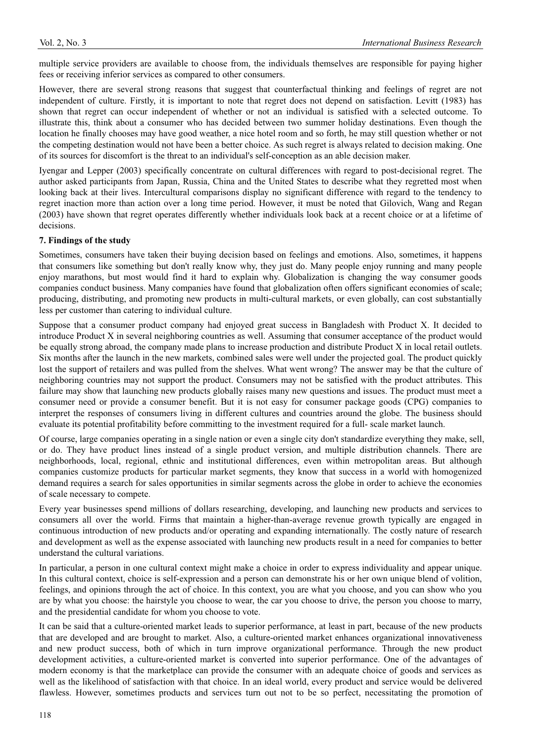multiple service providers are available to choose from, the individuals themselves are responsible for paying higher fees or receiving inferior services as compared to other consumers.

However, there are several strong reasons that suggest that counterfactual thinking and feelings of regret are not independent of culture. Firstly, it is important to note that regret does not depend on satisfaction. Levitt (1983) has shown that regret can occur independent of whether or not an individual is satisfied with a selected outcome. To illustrate this, think about a consumer who has decided between two summer holiday destinations. Even though the location he finally chooses may have good weather, a nice hotel room and so forth, he may still question whether or not the competing destination would not have been a better choice. As such regret is always related to decision making. One of its sources for discomfort is the threat to an individual's self-conception as an able decision maker.

Iyengar and Lepper (2003) specifically concentrate on cultural differences with regard to post-decisional regret. The author asked participants from Japan, Russia, China and the United States to describe what they regretted most when looking back at their lives. Intercultural comparisons display no significant difference with regard to the tendency to regret inaction more than action over a long time period. However, it must be noted that Gilovich, Wang and Regan (2003) have shown that regret operates differently whether individuals look back at a recent choice or at a lifetime of decisions.

**7. Findings of the study**

Sometimes, consumers have taken their buying decision based on feelings and emotions. Also, sometimes, it happens that consumers like something but don't really know why, they just do. Many people enjoy running and many people enjoy marathons, but most would find it hard to explain why. Globalization is changing the way consumer goods companies conduct business. Many companies have found that globalization often offers significant economies of scale; producing, distributing, and promoting new products in multi-cultural markets, or even globally, can cost substantially less per customer than catering to individual culture.

Suppose that a consumer product company had enjoyed great success in Bangladesh with Product X. It decided to introduce Product X in several neighboring countries as well. Assuming that consumer acceptance of the product would be equally strong abroad, the company made plans to increase production and distribute Product X in local retail outlets. Six months after the launch in the new markets, combined sales were well under the projected goal. The product quickly lost the support of retailers and was pulled from the shelves. What went wrong? The answer may be that the culture of neighboring countries may not support the product. Consumers may not be satisfied with the product attributes. This failure may show that launching new products globally raises many new questions and issues. The product must meet a consumer need or provide a consumer benefit. But it is not easy for consumer package goods (CPG) companies to interpret the responses of consumers living in different cultures and countries around the globe. The business should evaluate its potential profitability before committing to the investment required for a full- scale market launch.

Of course, large companies operating in a single nation or even a single city don't standardize everything they make, sell, or do. They have product lines instead of a single product version, and multiple distribution channels. There are neighborhoods, local, regional, ethnic and institutional differences, even within metropolitan areas. But although companies customize products for particular market segments, they know that success in a world with homogenized demand requires a search for sales opportunities in similar segments across the globe in order to achieve the economies of scale necessary to compete.

Every year businesses spend millions of dollars researching, developing, and launching new products and services to consumers all over the world. Firms that maintain a higher-than-average revenue growth typically are engaged in continuous introduction of new products and/or operating and expanding internationally. The costly nature of research and development as well as the expense associated with launching new products result in a need for companies to better understand the cultural variations.

In particular, a person in one cultural context might make a choice in order to express individuality and appear unique. In this cultural context, choice is self-expression and a person can demonstrate his or her own unique blend of volition, feelings, and opinions through the act of choice. In this context, you are what you choose, and you can show who you are by what you choose: the hairstyle you choose to wear, the car you choose to drive, the person you choose to marry, and the presidential candidate for whom you choose to vote.

It can be said that a culture-oriented market leads to superior performance, at least in part, because of the new products that are developed and are brought to market. Also, a culture-oriented market enhances organizational innovativeness and new product success, both of which in turn improve organizational performance. Through the new product development activities, a culture-oriented market is converted into superior performance. One of the advantages of modern economy is that the marketplace can provide the consumer with an adequate choice of goods and services as well as the likelihood of satisfaction with that choice. In an ideal world, every product and service would be delivered flawless. However, sometimes products and services turn out not to be so perfect, necessitating the promotion of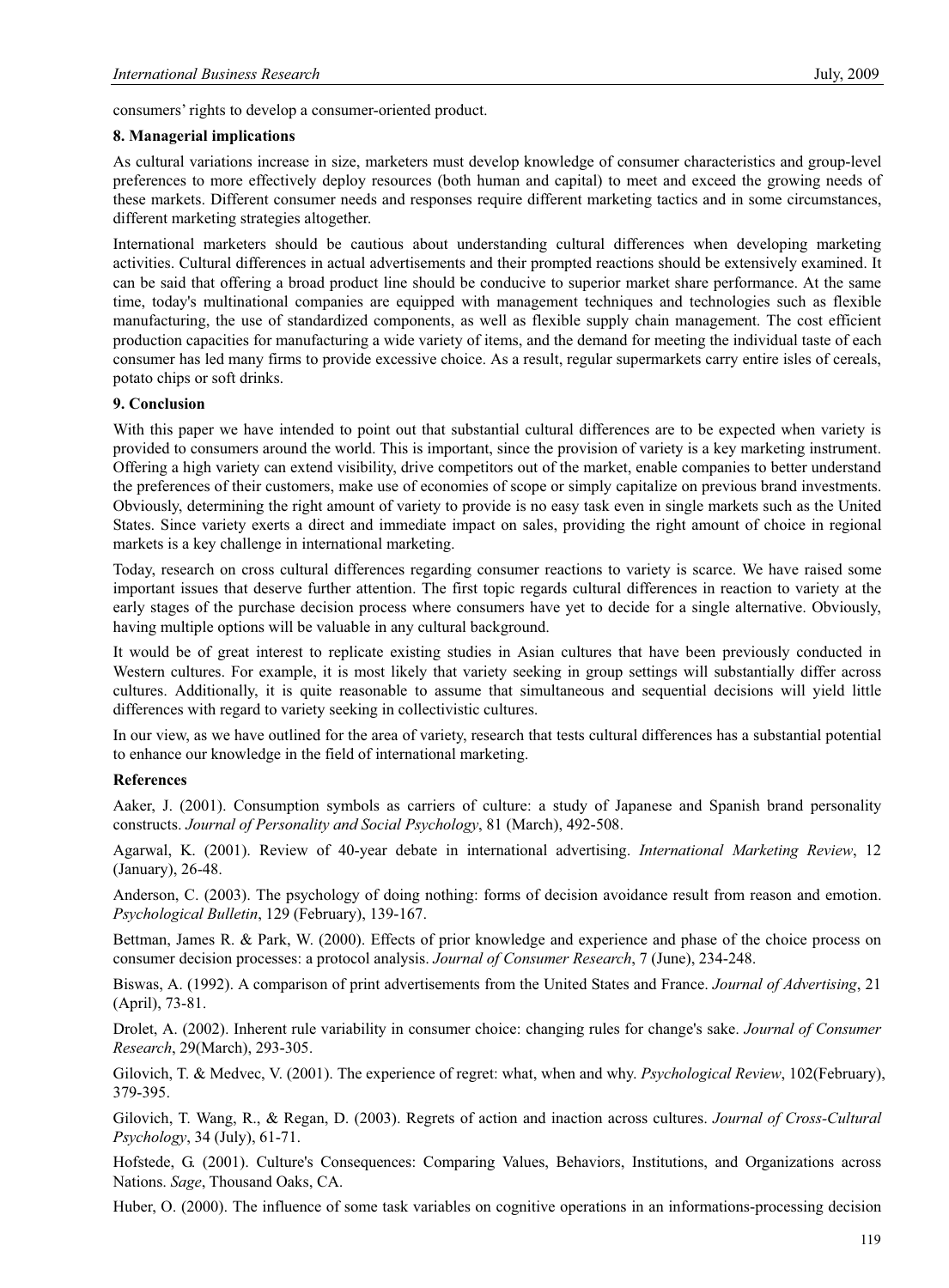consumers' rights to develop a consumer-oriented product.

## 8. Managerial implications

As cultural variations increase in size, marketers must develop knowledge of consumer characteristics and group-level preferences to more effectively deploy resources (both human and capital) to meet and exceed the growing needs of these markets. Different consumer needs and responses require different marketing tactics and in some circumstances, different marketing strategies altogether.

International marketers should be cautious about understanding cultural differences when developing marketing activities. Cultural differences in actual advertisements and their prompted reactions should be extensively examined. It can be said that offering a broad product line should be conducive to superior market share performance. At the same time, today's multinational companies are equipped with management techniques and technologies such as flexible manufacturing, the use of standardized components, as well as flexible supply chain management. The cost efficient production capacities for manufacturing a wide variety of items, and the demand for meeting the individual taste of each consumer has led many firms to provide excessive choice. As a result, regular supermarkets carry entire isles of cereals, potato chips or soft drinks.

## 9. Conclusion

With this paper we have intended to point out that substantial cultural differences are to be expected when variety is provided to consumers around the world. This is important, since the provision of variety is a key marketing instrument. Offering a high variety can extend visibility, drive competitors out of the market, enable companies to better understand the preferences of their customers, make use of economies of scope or simply capitalize on previous brand investments. Obviously, determining the right amount of variety to provide is no easy task even in single markets such as the United States. Since variety exerts a direct and immediate impact on sales, providing the right amount of choice in regional markets is a key challenge in international marketing.

Today, research on cross cultural differences regarding consumer reactions to variety is scarce. We have raised some important issues that deserve further attention. The first topic regards cultural differences in reaction to variety at the early stages of the purchase decision process where consumers have yet to decide for a single alternative. Obviously, having multiple options will be valuable in any cultural background.

It would be of great interest to replicate existing studies in Asian cultures that have been previously conducted in Western cultures. For example, it is most likely that variety seeking in group settings will substantially differ across cultures. Additionally, it is quite reasonable to assume that simultaneous and sequential decisions will yield little differences with regard to variety seeking in collectivistic cultures.

In our view, as we have outlined for the area of variety, research that tests cultural differences has a substantial potential to enhance our knowledge in the field of international marketing.

## References

Aaker, J. (2001). Consumption symbols as carriers of culture: a study of Japanese and Spanish brand personality constructs. *Journal of Personality and Social Psychology*, 81 (March), 492-508.

Agarwal, K. (2001). Review of 40-year debate in international advertising. *International Marketing Review*, 12 (January), 26-48.

Anderson, C. (2003). The psychology of doing nothing: forms of decision avoidance result from reason and emotion. *Psychological Bulletin*, 129 (February), 139-167.

Bettman, James R. & Park, W. (2000). Effects of prior knowledge and experience and phase of the choice process on consumer decision processes: a protocol analysis. *Journal of Consumer Research*, 7 (June), 234-248.

Biswas, A. (1992). A comparison of print advertisements from the United States and France. *Journal of Advertising*, 21 (April), 73-81.

Drolet, A. (2002). Inherent rule variability in consumer choice: changing rules for change's sake. *Journal of Consumer Research*, 29(March), 293-305.

Gilovich, T. & Medvec, V. (2001). The experience of regret: what, when and why. *Psychological Review*, 102(February), 379-395.

Gilovich, T. Wang, R., & Regan, D. (2003). Regrets of action and inaction across cultures. *Journal of Cross-Cultural Psychology*, 34 (July), 61-71.

Hofstede, G. (2001). Culture's Consequences: Comparing Values, Behaviors, Institutions, and Organizations across Nations. *Sage*, Thousand Oaks, CA.

Huber, O. (2000). The influence of some task variables on cognitive operations in an informations-processing decision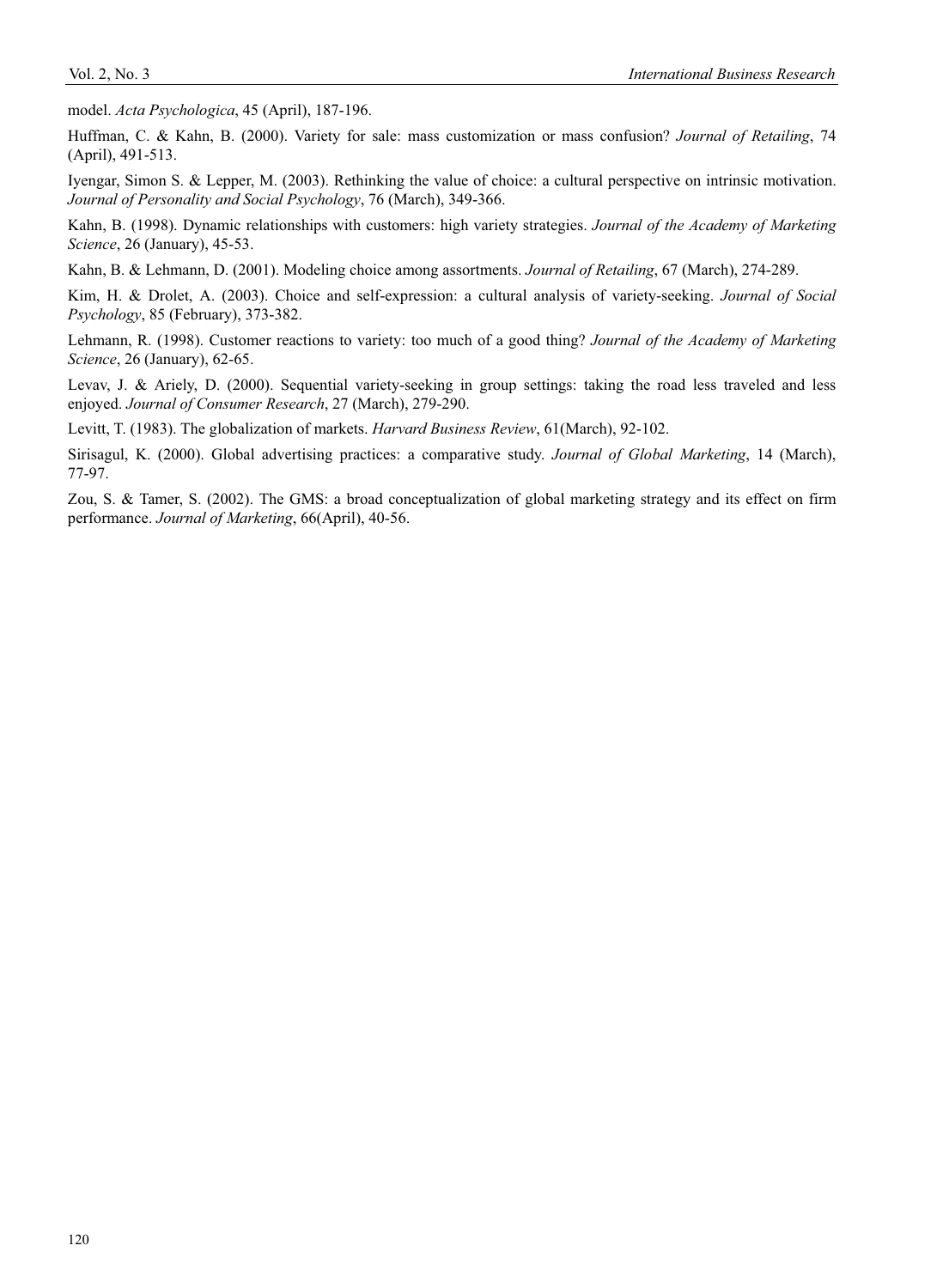model. *Acta Psychologica*, 45 (April), 187-196.

Huffman, C. & Kahn, B. (2000). Variety for sale: mass customization or mass confusion? *Journal of Retailing*, 74 (April), 491-513.

Iyengar, Simon S. & Lepper, M. (2003). Rethinking the value of choice: a cultural perspective on intrinsic motivation. *Journal of Personality and Social Psychology*, 76 (March), 349-366.

Kahn, B. (1998). Dynamic relationships with customers: high variety strategies. *Journal of the Academy of Marketing Science*, 26 (January), 45-53.

Kahn, B. & Lehmann, D. (2001). Modeling choice among assortments. *Journal of Retailing*, 67 (March), 274-289.

Kim, H. & Drolet, A. (2003). Choice and self-expression: a cultural analysis of variety-seeking. *Journal of Social Psychology*, 85 (February), 373-382.

Lehmann, R. (1998). Customer reactions to variety: too much of a good thing? *Journal of the Academy of Marketing Science*, 26 (January), 62-65.

Levav, J. & Ariely, D. (2000). Sequential variety-seeking in group settings: taking the road less traveled and less enjoyed. *Journal of Consumer Research*, 27 (March), 279-290.

Levitt, T. (1983). The globalization of markets. *Harvard Business Review*, 61(March), 92-102.

Sirisagul, K. (2000). Global advertising practices: a comparative study. *Journal of Global Marketing*, 14 (March), 77-97.

Zou, S. & Tamer, S. (2002). The GMS: a broad conceptualization of global marketing strategy and its effect on firm performance. *Journal of Marketing*, 66(April), 40-56.